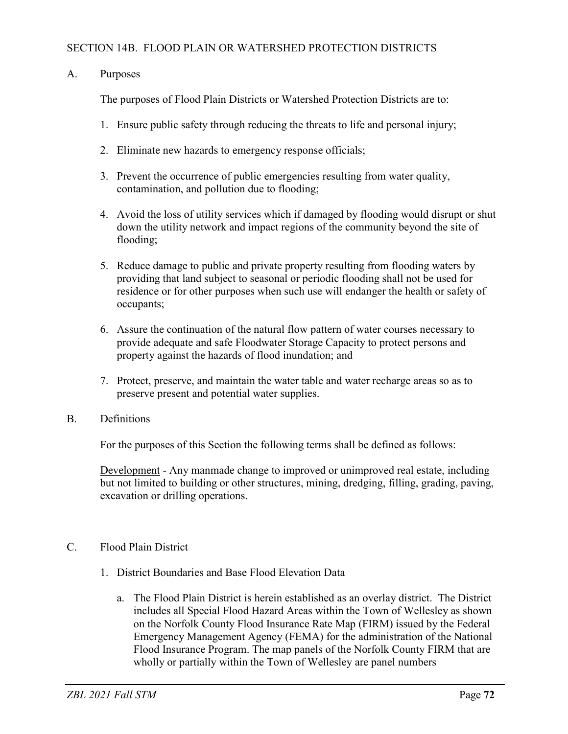## SECTION 14B. FLOOD PLAIN OR WATERSHED PROTECTION DISTRICTS

### A. Purposes

The purposes of Flood Plain Districts or Watershed Protection Districts are to:

1. Ensure public safety through reducing the threats to life and personal injury;

2. Eliminate new hazards to emergency response officials;

3. Prevent the occurrence of public emergencies resulting from water quality, contamination, and pollution due to flooding;

4. Avoid the loss of utility services which if damaged by flooding would disrupt or shut down the utility network and impact regions of the community beyond the site of flooding;

5. Reduce damage to public and private property resulting from flooding waters by providing that land subject to seasonal or periodic flooding shall not be used for residence or for other purposes when such use will endanger the health or safety of occupants;

6. Assure the continuation of the natural flow pattern of water courses necessary to provide adequate and safe Floodwater Storage Capacity to protect persons and property against the hazards of flood inundation; and

7. Protect, preserve, and maintain the water table and water recharge areas so as to preserve present and potential water supplies.

### B. Definitions

For the purposes of this Section the following terms shall be defined as follows:

Development - Any manmade change to improved or unimproved real estate, including but not limited to building or other structures, mining, dredging, filling, grading, paving, excavation or drilling operations.

### C. Flood Plain District

1. District Boundaries and Base Flood Elevation Data

   a. The Flood Plain District is herein established as an overlay district. The District includes all Special Flood Hazard Areas within the Town of Wellesley as shown on the Norfolk County Flood Insurance Rate Map (FIRM) issued by the Federal Emergency Management Agency (FEMA) for the administration of the National Flood Insurance Program. The map panels of the Norfolk County FIRM that are wholly or partially within the Town of Wellesley are panel numbers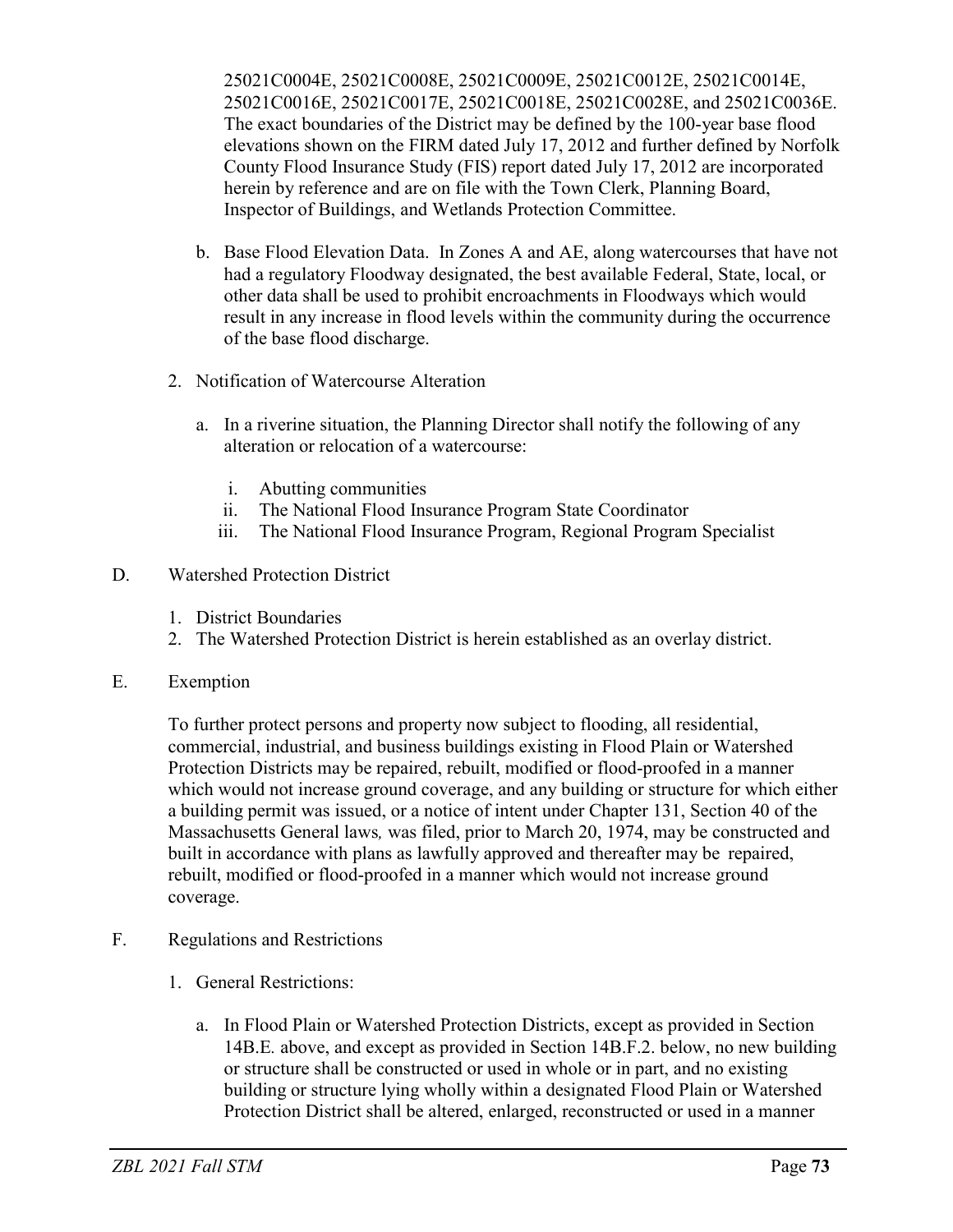25021C0004E, 25021C0008E, 25021C0009E, 25021C0012E, 25021C0014E, 25021C0016E, 25021C0017E, 25021C0018E, 25021C0028E, and 25021C0036E. The exact boundaries of the District may be defined by the 100-year base flood elevations shown on the FIRM dated July 17, 2012 and further defined by Norfolk County Flood Insurance Study (FIS) report dated July 17, 2012 are incorporated herein by reference and are on file with the Town Clerk, Planning Board, Inspector of Buildings, and Wetlands Protection Committee.

b. Base Flood Elevation Data. In Zones A and AE, along watercourses that have not had a regulatory Floodway designated, the best available Federal, State, local, or other data shall be used to prohibit encroachments in Floodways which would result in any increase in flood levels within the community during the occurrence of the base flood discharge.

2. Notification of Watercourse Alteration

   a. In a riverine situation, the Planning Director shall notify the following of any alteration or relocation of a watercourse:

      i. Abutting communities
      ii. The National Flood Insurance Program State Coordinator
      iii. The National Flood Insurance Program, Regional Program Specialist

D. Watershed Protection District

   1. District Boundaries
   2. The Watershed Protection District is herein established as an overlay district.

E. Exemption

To further protect persons and property now subject to flooding, all residential, commercial, industrial, and business buildings existing in Flood Plain or Watershed Protection Districts may be repaired, rebuilt, modified or flood-proofed in a manner which would not increase ground coverage, and any building or structure for which either a building permit was issued, or a notice of intent under Chapter 131, Section 40 of the Massachusetts General laws*,* was filed, prior to March 20, 1974, may be constructed and built in accordance with plans as lawfully approved and thereafter may be repaired, rebuilt, modified or flood-proofed in a manner which would not increase ground coverage.

F. Regulations and Restrictions

   1. General Restrictions:

      a. In Flood Plain or Watershed Protection Districts, except as provided in Section 14B.E*.* above, and except as provided in Section 14B.F.2. below, no new building or structure shall be constructed or used in whole or in part, and no existing building or structure lying wholly within a designated Flood Plain or Watershed Protection District shall be altered, enlarged, reconstructed or used in a manner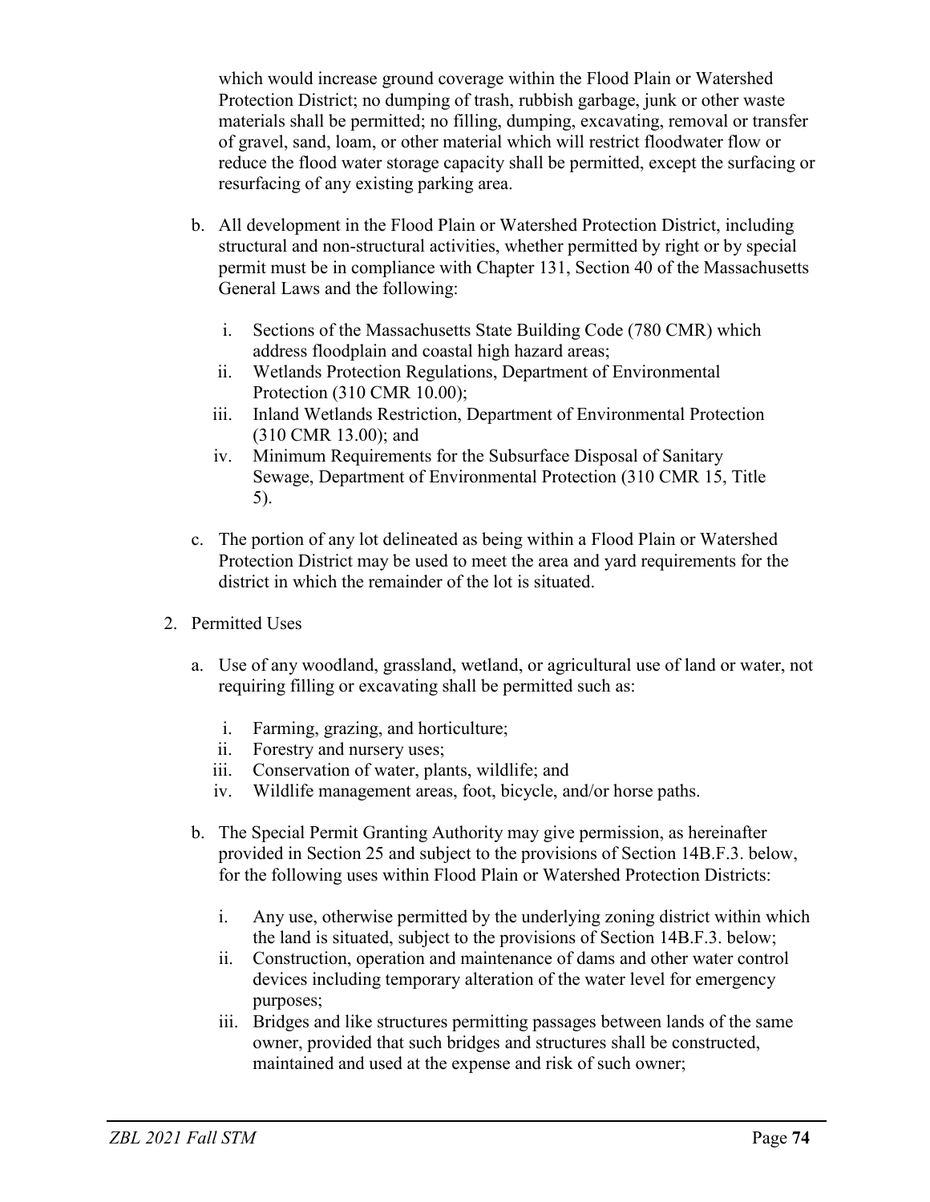which would increase ground coverage within the Flood Plain or Watershed Protection District; no dumping of trash, rubbish garbage, junk or other waste materials shall be permitted; no filling, dumping, excavating, removal or transfer of gravel, sand, loam, or other material which will restrict floodwater flow or reduce the flood water storage capacity shall be permitted, except the surfacing or resurfacing of any existing parking area.

b. All development in the Flood Plain or Watershed Protection District, including structural and non-structural activities, whether permitted by right or by special permit must be in compliance with Chapter 131, Section 40 of the Massachusetts General Laws and the following:

   i. Sections of the Massachusetts State Building Code (780 CMR) which address floodplain and coastal high hazard areas;
   ii. Wetlands Protection Regulations, Department of Environmental Protection (310 CMR 10.00);
   iii. Inland Wetlands Restriction, Department of Environmental Protection (310 CMR 13.00); and
   iv. Minimum Requirements for the Subsurface Disposal of Sanitary Sewage, Department of Environmental Protection (310 CMR 15, Title 5).

c. The portion of any lot delineated as being within a Flood Plain or Watershed Protection District may be used to meet the area and yard requirements for the district in which the remainder of the lot is situated.

2. Permitted Uses

   a. Use of any woodland, grassland, wetland, or agricultural use of land or water, not requiring filling or excavating shall be permitted such as:

      i. Farming, grazing, and horticulture;
      ii. Forestry and nursery uses;
      iii. Conservation of water, plants, wildlife; and
      iv. Wildlife management areas, foot, bicycle, and/or horse paths.

   b. The Special Permit Granting Authority may give permission, as hereinafter provided in Section 25 and subject to the provisions of Section 14B.F.3. below, for the following uses within Flood Plain or Watershed Protection Districts:

      i. Any use, otherwise permitted by the underlying zoning district within which the land is situated, subject to the provisions of Section 14B.F.3. below;
      ii. Construction, operation and maintenance of dams and other water control devices including temporary alteration of the water level for emergency purposes;
      iii. Bridges and like structures permitting passages between lands of the same owner, provided that such bridges and structures shall be constructed, maintained and used at the expense and risk of such owner;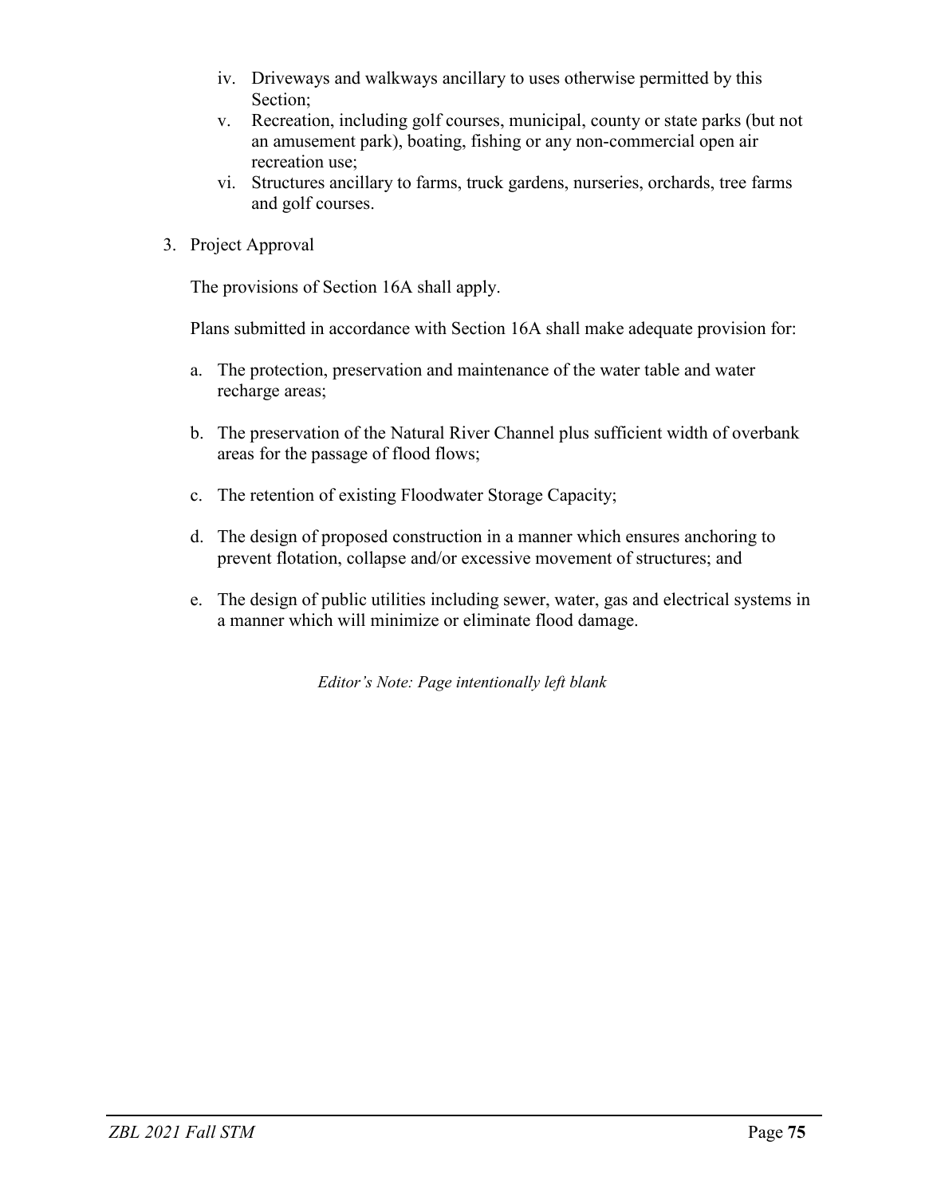iv. Driveways and walkways ancillary to uses otherwise permitted by this Section;

v. Recreation, including golf courses, municipal, county or state parks (but not an amusement park), boating, fishing or any non-commercial open air recreation use;

vi. Structures ancillary to farms, truck gardens, nurseries, orchards, tree farms and golf courses.

3. Project Approval

   The provisions of Section 16A shall apply.

   Plans submitted in accordance with Section 16A shall make adequate provision for:

   a. The protection, preservation and maintenance of the water table and water recharge areas;

   b. The preservation of the Natural River Channel plus sufficient width of overbank areas for the passage of flood flows;

   c. The retention of existing Floodwater Storage Capacity;

   d. The design of proposed construction in a manner which ensures anchoring to prevent flotation, collapse and/or excessive movement of structures; and

   e. The design of public utilities including sewer, water, gas and electrical systems in a manner which will minimize or eliminate flood damage.

*Editor's Note: Page intentionally left blank*